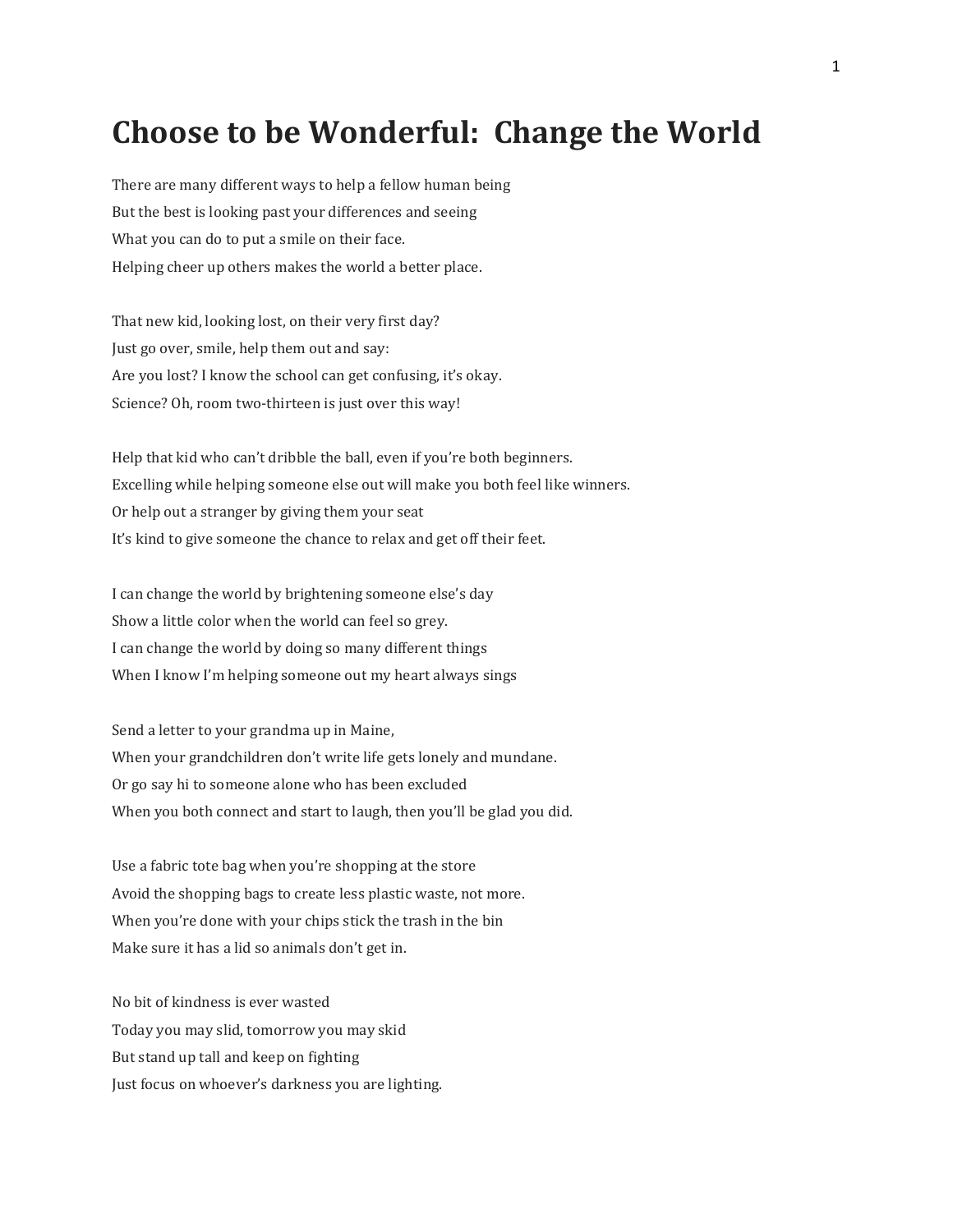# Choose to be Wonderful: Change the World

There are many different ways to help a fellow human being  
But the best is looking past your differences and seeing  
What you can do to put a smile on their face.  
Helping cheer up others makes the world a better place.

That new kid, looking lost, on their very first day?  
Just go over, smile, help them out and say:  
Are you lost? I know the school can get confusing, it's okay.  
Science? Oh, room two-thirteen is just over this way!

Help that kid who can't dribble the ball, even if you're both beginners.  
Excelling while helping someone else out will make you both feel like winners.  
Or help out a stranger by giving them your seat  
It's kind to give someone the chance to relax and get off their feet.

I can change the world by brightening someone else's day  
Show a little color when the world can feel so grey.  
I can change the world by doing so many different things  
When I know I'm helping someone out my heart always sings

Send a letter to your grandma up in Maine,  
When your grandchildren don't write life gets lonely and mundane.  
Or go say hi to someone alone who has been excluded  
When you both connect and start to laugh, then you'll be glad you did.

Use a fabric tote bag when you're shopping at the store  
Avoid the shopping bags to create less plastic waste, not more.  
When you're done with your chips stick the trash in the bin  
Make sure it has a lid so animals don't get in.

No bit of kindness is ever wasted  
Today you may slid, tomorrow you may skid  
But stand up tall and keep on fighting  
Just focus on whoever's darkness you are lighting.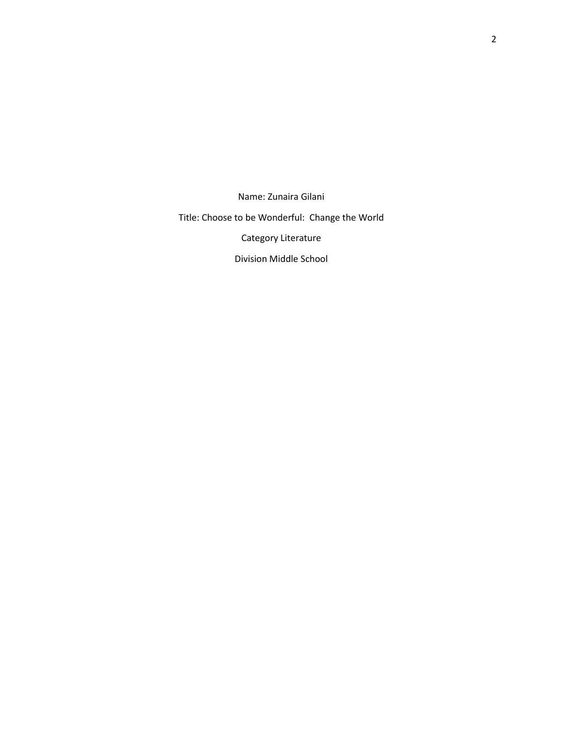Name: Zunaira Gilani

Title: Choose to be Wonderful: Change the World

Category Literature

Division Middle School